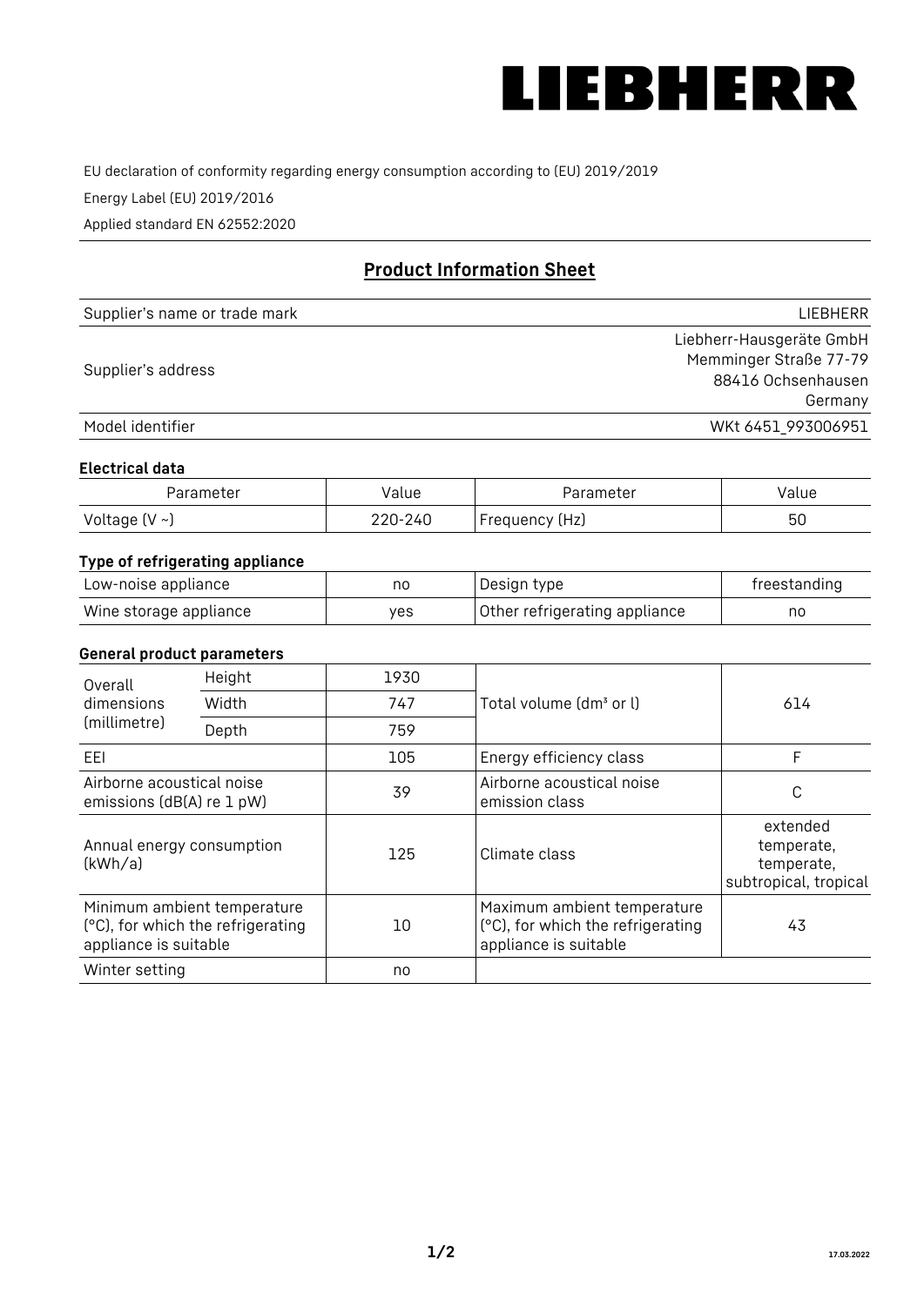LIEBHERR

EU declaration of conformity regarding energy consumption according to (EU) 2019/2019

Energy Label (EU) 2019/2016

Applied standard EN 62552:2020

## Product Information Sheet

| | |
|---|---|
| Supplier's name or trade mark | LIEBHERR |
| Supplier's address | Liebherr-Hausgeräte GmbH<br>Memminger Straße 77-79<br>88416 Ochsenhausen<br>Germany |
| Model identifier | WKt 6451_993006951 |

### Electrical data

| Parameter | Value | Parameter | Value |
|---|---|---|---|
| Voltage (V ~) | 220-240 | Frequency (Hz) | 50 |

### Type of refrigerating appliance

| | | | |
|---|---|---|---|
| Low-noise appliance | no | Design type | freestanding |
| Wine storage appliance | yes | Other refrigerating appliance | no |

### General product parameters

| | | | | |
|---|---|---|---|---|
| Overall dimensions (millimetre) | Height | 1930 | Total volume (dm³ or l) | 614 |
| | Width | 747 | | |
| | Depth | 759 | | |
| EEI | | 105 | Energy efficiency class | F |
| Airborne acoustical noise emissions (dB(A) re 1 pW) | | 39 | Airborne acoustical noise emission class | C |
| Annual energy consumption (kWh/a) | | 125 | Climate class | extended temperate, temperate, subtropical, tropical |
| Minimum ambient temperature (°C), for which the refrigerating appliance is suitable | | 10 | Maximum ambient temperature (°C), for which the refrigerating appliance is suitable | 43 |
| Winter setting | | no | | |

17.03.2022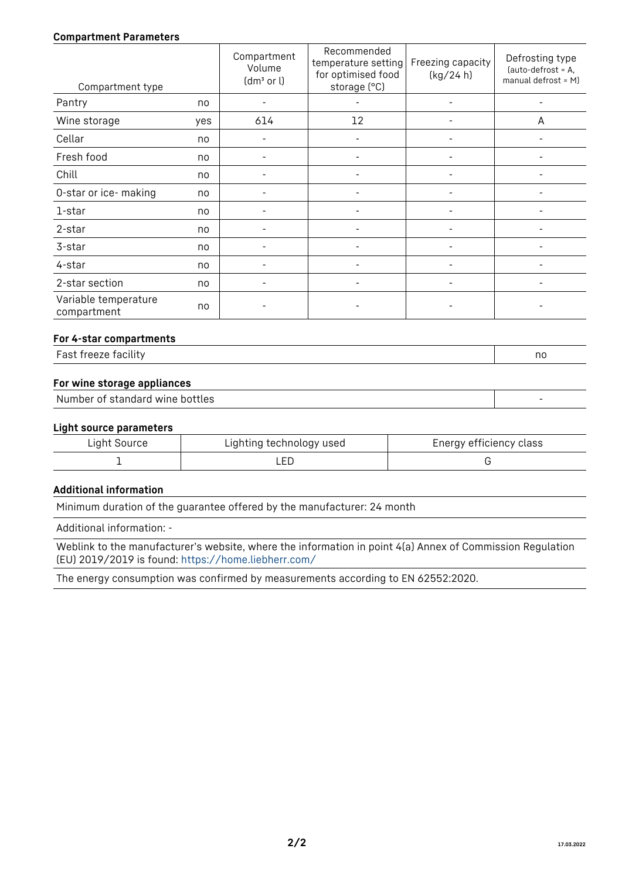**Compartment Parameters**

| Compartment type | | Compartment Volume (dm³ or l) | Recommended temperature setting for optimised food storage (°C) | Freezing capacity (kg/24 h) | Defrosting type (auto-defrost = A, manual defrost = M) |
|---|---|---|---|---|---|
| Pantry | no | - | - | - | - |
| Wine storage | yes | 614 | 12 | - | A |
| Cellar | no | - | - | - | - |
| Fresh food | no | - | - | - | - |
| Chill | no | - | - | - | - |
| 0-star or ice- making | no | - | - | - | - |
| 1-star | no | - | - | - | - |
| 2-star | no | - | - | - | - |
| 3-star | no | - | - | - | - |
| 4-star | no | - | - | - | - |
| 2-star section | no | - | - | - | - |
| Variable temperature compartment | no | - | - | - | - |

**For 4-star compartments**

| | |
|---|---|
| Fast freeze facility | no |

**For wine storage appliances**

| | |
|---|---|
| Number of standard wine bottles | - |

**Light source parameters**

| Light Source | Lighting technology used | Energy efficiency class |
|---|---|---|
| 1 | LED | G |

**Additional information**

Minimum duration of the guarantee offered by the manufacturer: 24 month

Additional information: -

Weblink to the manufacturer's website, where the information in point 4(a) Annex of Commission Regulation (EU) 2019/2019 is found: https://home.liebherr.com/

The energy consumption was confirmed by measurements according to EN 62552:2020.

17.03.2022